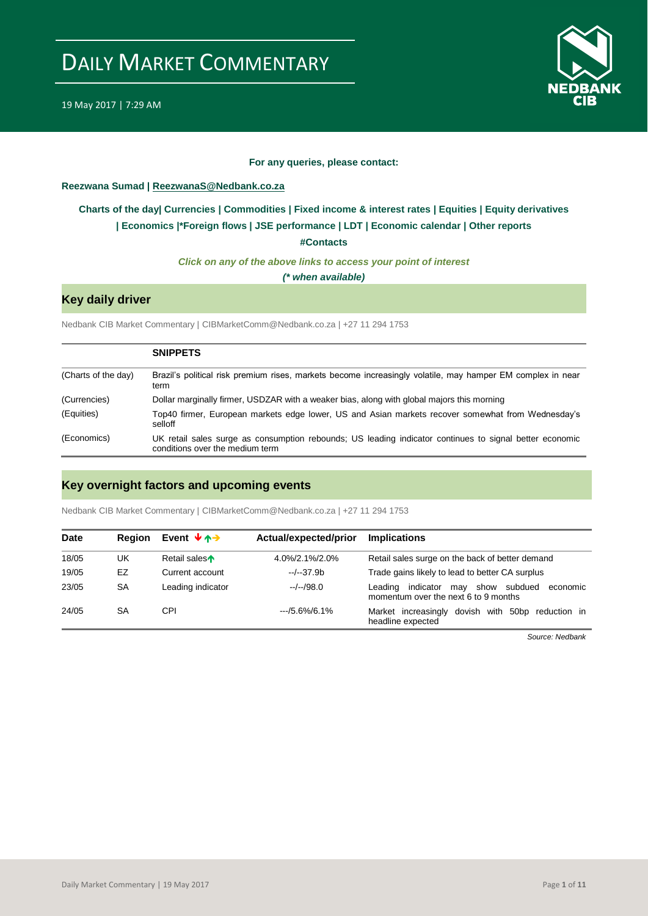# Daily Market Commentary

19 May 2017 | 7:29 AM

**For any queries, please contact:**

**Reezwana Sumad | ReezwanaS@Nedbank.co.za**

**Charts of the day| Currencies | Commodities | Fixed income & interest rates | Equities | Equity derivatives | Economics |*Foreign flows | JSE performance | LDT | Economic calendar | Other reports**

**#Contacts**

***Click on any of the above links to access your point of interest***

***(* when available)***

## Key daily driver

Nedbank CIB Market Commentary | CIBMarketComm@Nedbank.co.za | +27 11 294 1753

| | SNIPPETS |
|---|---|
| (Charts of the day) | Brazil's political risk premium rises, markets become increasingly volatile, may hamper EM complex in near term |
| (Currencies) | Dollar marginally firmer, USDZAR with a weaker bias, along with global majors this morning |
| (Equities) | Top40 firmer, European markets edge lower, US and Asian markets recover somewhat from Wednesday's selloff |
| (Economics) | UK retail sales surge as consumption rebounds; US leading indicator continues to signal better economic conditions over the medium term |

## Key overnight factors and upcoming events

Nedbank CIB Market Commentary | CIBMarketComm@Nedbank.co.za | +27 11 294 1753

| Date | Region | Event ↓↑→ | Actual/expected/prior | Implications |
|---|---|---|---|---|
| 18/05 | UK | Retail sales↑ | 4.0%/2.1%/2.0% | Retail sales surge on the back of better demand |
| 19/05 | EZ | Current account | --/--37.9b | Trade gains likely to lead to better CA surplus |
| 23/05 | SA | Leading indicator | --/--/98.0 | Leading indicator may show subdued economic momentum over the next 6 to 9 months |
| 24/05 | SA | CPI | ---/5.6%/6.1% | Market increasingly dovish with 50bp reduction in headline expected |

*Source: Nedbank*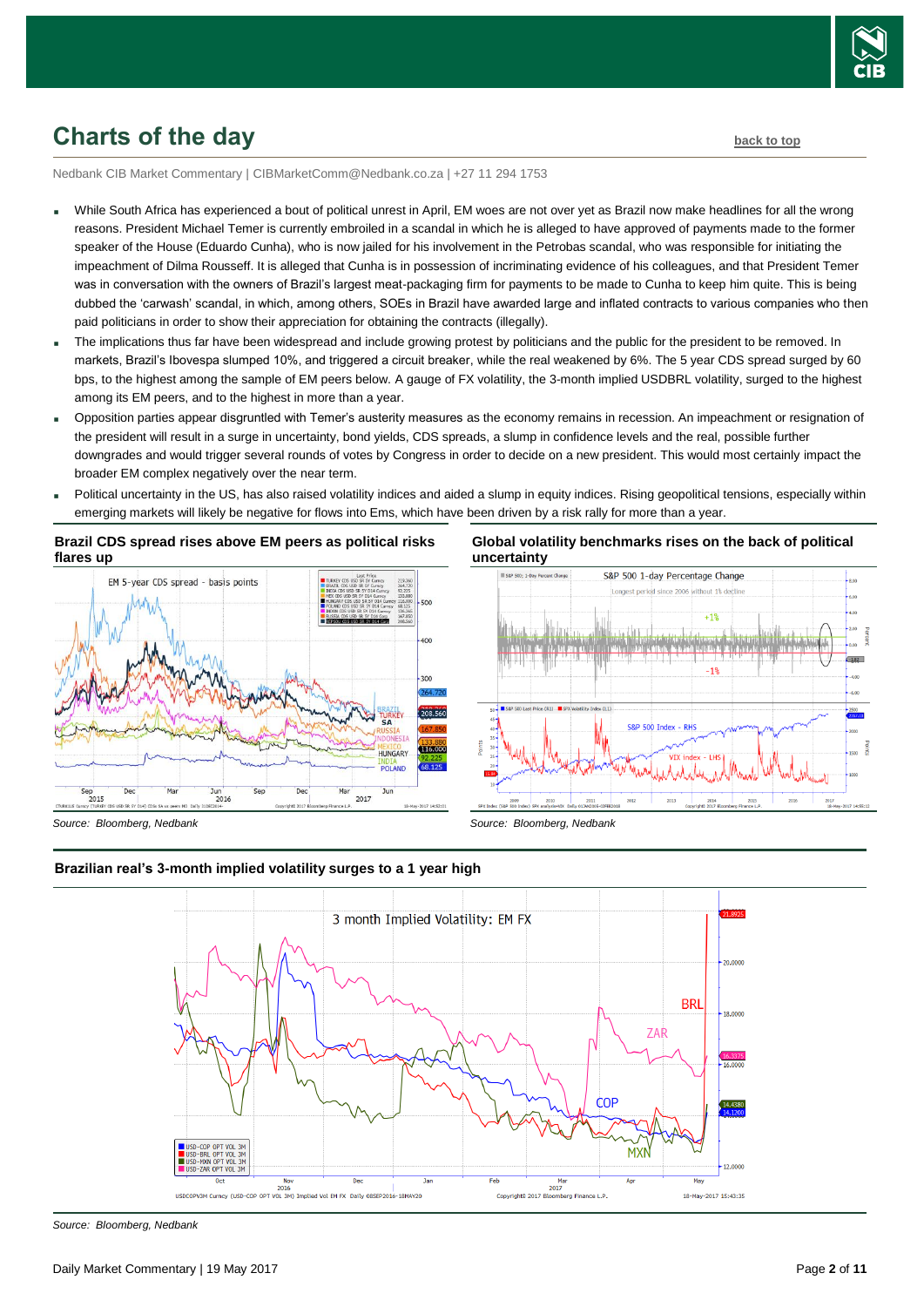## Charts of the day

back to top

Nedbank CIB Market Commentary | CIBMarketComm@Nedbank.co.za | +27 11 294 1753

- While South Africa has experienced a bout of political unrest in April, EM woes are not over yet as Brazil now make headlines for all the wrong reasons. President Michael Temer is currently embroiled in a scandal in which he is alleged to have approved of payments made to the former speaker of the House (Eduardo Cunha), who is now jailed for his involvement in the Petrobas scandal, who was responsible for initiating the impeachment of Dilma Rousseff. It is alleged that Cunha is in possession of incriminating evidence of his colleagues, and that President Temer was in conversation with the owners of Brazil's largest meat-packaging firm for payments to be made to Cunha to keep him quite. This is being dubbed the 'carwash' scandal, in which, among others, SOEs in Brazil have awarded large and inflated contracts to various companies who then paid politicians in order to show their appreciation for obtaining the contracts (illegally).
- The implications thus far have been widespread and include growing protest by politicians and the public for the president to be removed. In markets, Brazil's Ibovespa slumped 10%, and triggered a circuit breaker, while the real weakened by 6%. The 5 year CDS spread surged by 60 bps, to the highest among the sample of EM peers below. A gauge of FX volatility, the 3-month implied USDBRL volatility, surged to the highest among its EM peers, and to the highest in more than a year.
- Opposition parties appear disgruntled with Temer's austerity measures as the economy remains in recession. An impeachment or resignation of the president will result in a surge in uncertainty, bond yields, CDS spreads, a slump in confidence levels and the real, possible further downgrades and would trigger several rounds of votes by Congress in order to decide on a new president. This would most certainly impact the broader EM complex negatively over the near term.
- Political uncertainty in the US, has also raised volatility indices and aided a slump in equity indices. Rising geopolitical tensions, especially within emerging markets will likely be negative for flows into Ems, which have been driven by a risk rally for more than a year.

**Brazil CDS spread rises above EM peers as political risks flares up**

Source: Bloomberg, Nedbank

**Global volatility benchmarks rises on the back of political uncertainty**

Source: Bloomberg, Nedbank

**Brazilian real's 3-month implied volatility surges to a 1 year high**

Source: Bloomberg, Nedbank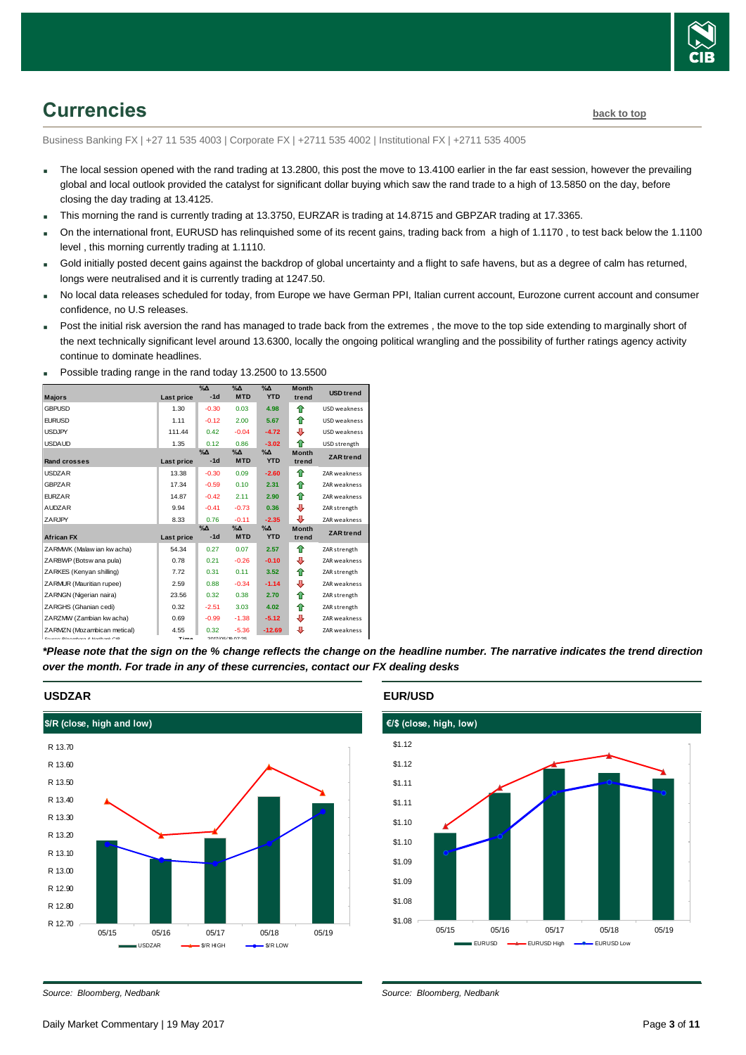# Currencies

back to top

Business Banking FX | +27 11 535 4003 | Corporate FX | +2711 535 4002 | Institutional FX | +2711 535 4005

- The local session opened with the rand trading at 13.2800, this post the move to 13.4100 earlier in the far east session, however the prevailing global and local outlook provided the catalyst for significant dollar buying which saw the rand trade to a high of 13.5850 on the day, before closing the day trading at 13.4125.
- This morning the rand is currently trading at 13.3750, EURZAR is trading at 14.8715 and GBPZAR trading at 17.3365.
- On the international front, EURUSD has relinquished some of its recent gains, trading back from a high of 1.1170 , to test back below the 1.1100 level , this morning currently trading at 1.1110.
- Gold initially posted decent gains against the backdrop of global uncertainty and a flight to safe havens, but as a degree of calm has returned, longs were neutralised and it is currently trading at 1247.50.
- No local data releases scheduled for today, from Europe we have German PPI, Italian current account, Eurozone current account and consumer confidence, no U.S releases.
- Post the initial risk aversion the rand has managed to trade back from the extremes , the move to the top side extending to marginally short of the next technically significant level around 13.6300, locally the ongoing political wrangling and the possibility of further ratings agency activity continue to dominate headlines.
- Possible trading range in the rand today 13.2500 to 13.5500

| Majors | Last price | %Δ -1d | %Δ MTD | %Δ YTD | Month trend | USD trend |
|---|---|---|---|---|---|---|
| GBPUSD | 1.30 | -0.30 | 0.03 | 4.98 | ⇧ | USD weakness |
| EURUSD | 1.11 | -0.12 | 2.00 | 5.67 | ⇧ | USD weakness |
| USDJPY | 111.44 | 0.42 | -0.04 | -4.72 | ⇩ | USD weakness |
| USDAUD | 1.35 | 0.12 | 0.86 | -3.02 | ⇧ | USD strength |
| **Rand crosses** | **Last price** | **%Δ -1d** | **%Δ MTD** | **%Δ YTD** | **Month trend** | **ZAR trend** |
| USDZAR | 13.38 | -0.30 | 0.09 | -2.60 | ⇧ | ZAR weakness |
| GBPZAR | 17.34 | -0.59 | 0.10 | 2.31 | ⇧ | ZAR weakness |
| EURZAR | 14.87 | -0.42 | 2.11 | 2.90 | ⇧ | ZAR weakness |
| AUDZAR | 9.94 | -0.41 | -0.73 | 0.36 | ⇩ | ZAR strength |
| ZARJPY | 8.33 | 0.76 | -0.11 | -2.35 | ⇩ | ZAR weakness |
| **African FX** | **Last price** | **%Δ -1d** | **%Δ MTD** | **%Δ YTD** | **Month trend** | **ZAR trend** |
| ZARMWK (Malawian kwacha) | 54.34 | 0.27 | 0.07 | 2.57 | ⇧ | ZAR strength |
| ZARBWP (Botswana pula) | 0.78 | 0.21 | -0.26 | -0.10 | ⇩ | ZAR weakness |
| ZARKES (Kenyan shilling) | 7.72 | 0.31 | 0.11 | 3.52 | ⇧ | ZAR strength |
| ZARMUR (Mauritian rupee) | 2.59 | 0.88 | -0.34 | -1.14 | ⇩ | ZAR weakness |
| ZARNGN (Nigerian naira) | 23.56 | 0.32 | 0.38 | 2.70 | ⇧ | ZAR strength |
| ZARGHS (Ghanian cedi) | 0.32 | -2.51 | 3.03 | 4.02 | ⇧ | ZAR strength |
| ZARZMW (Zambian kwacha) | 0.69 | -0.99 | -1.38 | -5.12 | ⇩ | ZAR weakness |
| ZARMZN (Mozambican metical) | 4.55 | 0.32 | -5.36 | -12.69 | ⇩ | ZAR weakness |

***Please note that the sign on the % change reflects the change on the headline number. The narrative indicates the trend direction over the month. For trade in any of these currencies, contact our FX dealing desks***

## USDZAR

$/R (close, high and low)

Source: Bloomberg, Nedbank

## EUR/USD

€/$ (close, high, low)

Source: Bloomberg, Nedbank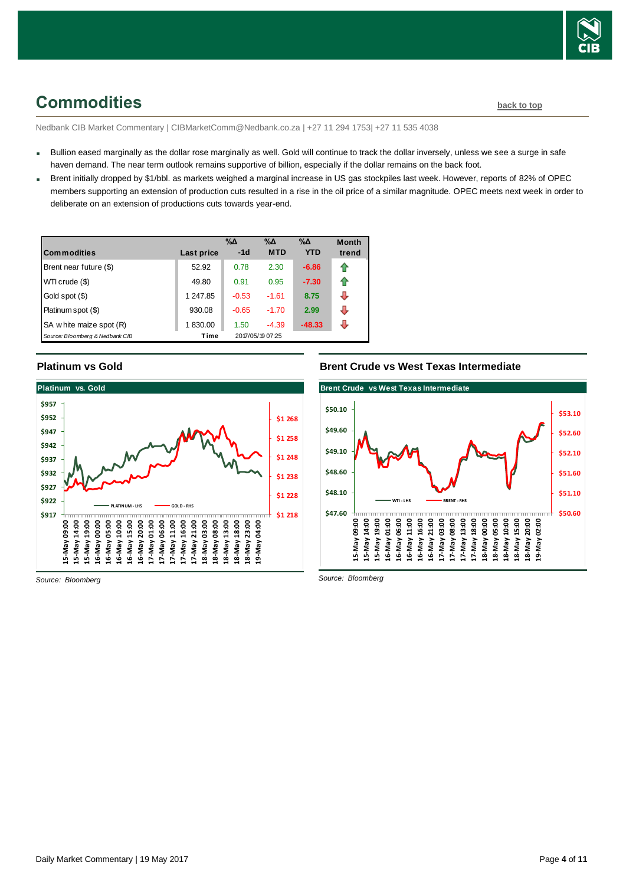## Commodities

back to top

Nedbank CIB Market Commentary | CIBMarketComm@Nedbank.co.za | +27 11 294 1753| +27 11 535 4038

- Bullion eased marginally as the dollar rose marginally as well. Gold will continue to track the dollar inversely, unless we see a surge in safe haven demand. The near term outlook remains supportive of billion, especially if the dollar remains on the back foot.
- Brent initially dropped by $1/bbl. as markets weighed a marginal increase in US gas stockpiles last week. However, reports of 82% of OPEC members supporting an extension of production cuts resulted in a rise in the oil price of a similar magnitude. OPEC meets next week in order to deliberate on an extension of productions cuts towards year-end.

| Commodities | Last price | %Δ -1d | %Δ MTD | %Δ YTD | Month trend |
|---|---|---|---|---|---|
| Brent near future ($) | 52.92 | 0.78 | 2.30 | -6.86 | ⇧ |
| WTI crude ($) | 49.80 | 0.91 | 0.95 | -7.30 | ⇧ |
| Gold spot ($) | 1 247.85 | -0.53 | -1.61 | 8.75 | ⇩ |
| Platinum spot ($) | 930.08 | -0.65 | -1.70 | 2.99 | ⇩ |
| SA white maize spot (R) | 1 830.00 | 1.50 | -4.39 | -48.33 | ⇩ |
| Source: Bloomberg & Nedbank CIB | Time | 2017/05/19 07:25 | | | |

### Platinum vs Gold

Source: Bloomberg

### Brent Crude vs West Texas Intermediate

Source: Bloomberg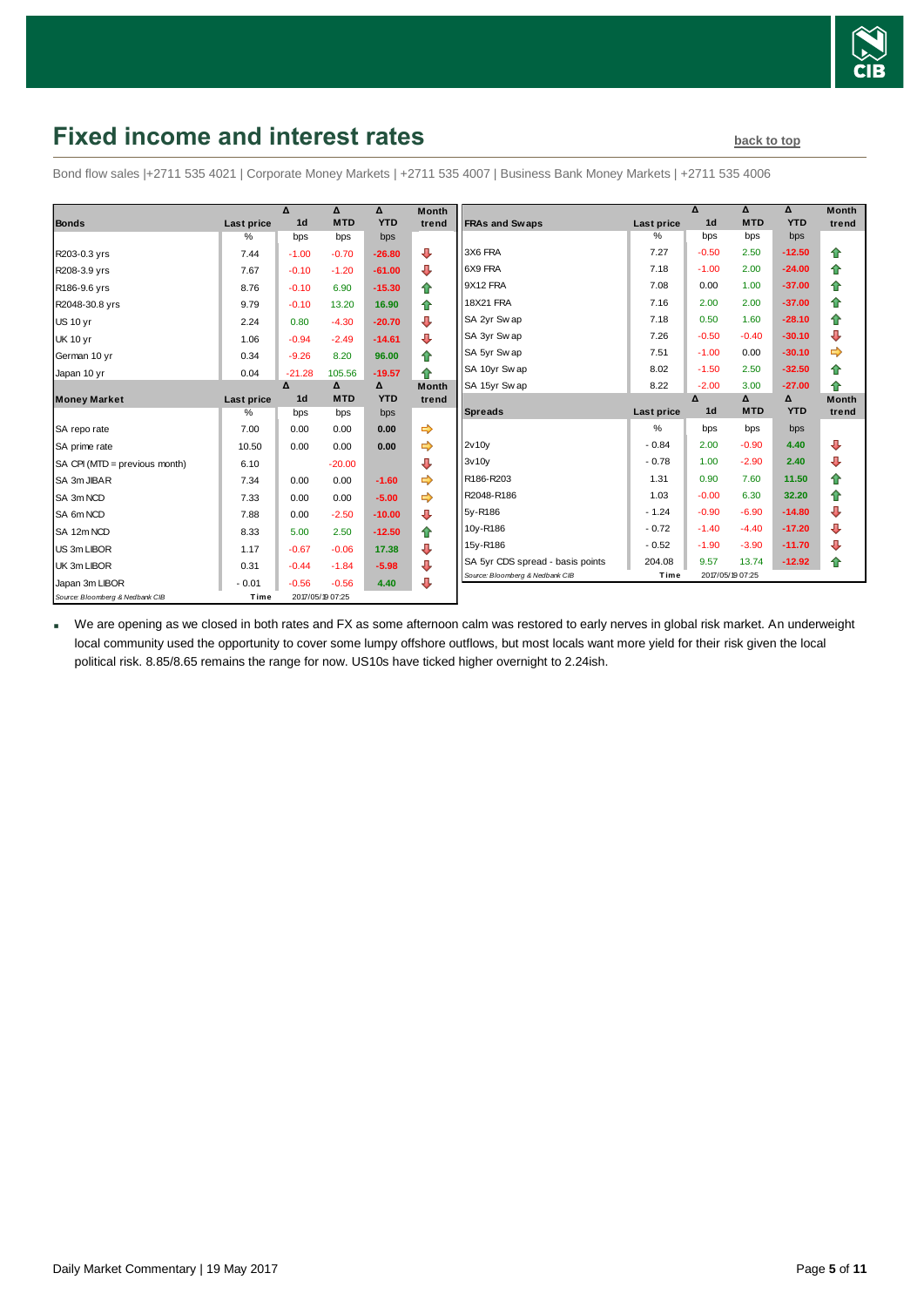# Fixed income and interest rates

back to top

Bond flow sales |+2711 535 4021 | Corporate Money Markets | +2711 535 4007 | Business Bank Money Markets | +2711 535 4006

| Bonds | Last price | Δ 1d | Δ MTD | Δ YTD | Month trend |
|---|---|---|---|---|---|
| | % | bps | bps | bps | |
| R203-0.3 yrs | 7.44 | -1.00 | -0.70 | -26.80 | ⇩ |
| R208-3.9 yrs | 7.67 | -0.10 | -1.20 | -61.00 | ⇩ |
| R186-9.6 yrs | 8.76 | -0.10 | 6.90 | -15.30 | ⇧ |
| R2048-30.8 yrs | 9.79 | -0.10 | 13.20 | 16.90 | ⇧ |
| US 10 yr | 2.24 | 0.80 | -4.30 | -20.70 | ⇩ |
| UK 10 yr | 1.06 | -0.94 | -2.49 | -14.61 | ⇩ |
| German 10 yr | 0.34 | -9.26 | 8.20 | 96.00 | ⇧ |
| Japan 10 yr | 0.04 | -21.28 | 105.56 | -19.57 | ⇧ |

| Money Market | Last price | Δ 1d | Δ MTD | Δ YTD | Month trend |
|---|---|---|---|---|---|
| | % | bps | bps | bps | |
| SA repo rate | 7.00 | 0.00 | 0.00 | 0.00 | ⇨ |
| SA prime rate | 10.50 | 0.00 | 0.00 | 0.00 | ⇨ |
| SA CPI (MTD = previous month) | 6.10 | | -20.00 | | ⇩ |
| SA 3m JIBAR | 7.34 | 0.00 | 0.00 | -1.60 | ⇨ |
| SA 3m NCD | 7.33 | 0.00 | 0.00 | -5.00 | ⇨ |
| SA 6m NCD | 7.88 | 0.00 | -2.50 | -10.00 | ⇩ |
| SA 12m NCD | 8.33 | 5.00 | 2.50 | -12.50 | ⇧ |
| US 3m LIBOR | 1.17 | -0.67 | -0.06 | 17.38 | ⇩ |
| UK 3m LIBOR | 0.31 | -0.44 | -1.84 | -5.98 | ⇩ |
| Japan 3m LIBOR | -0.01 | -0.56 | -0.56 | 4.40 | ⇩ |

Source: Bloomberg & Nedbank CIB | Time 2017/05/19 07:25

| FRAs and Swaps | Last price | Δ 1d | Δ MTD | Δ YTD | Month trend |
|---|---|---|---|---|---|
| | % | bps | bps | bps | |
| 3X6 FRA | 7.27 | -0.50 | 2.50 | -12.50 | ⇧ |
| 6X9 FRA | 7.18 | -1.00 | 2.00 | -24.00 | ⇧ |
| 9X12 FRA | 7.08 | 0.00 | 1.00 | -37.00 | ⇧ |
| 18X21 FRA | 7.16 | 2.00 | 2.00 | -37.00 | ⇧ |
| SA 2yr Swap | 7.18 | 0.50 | 1.60 | -28.10 | ⇧ |
| SA 3yr Swap | 7.26 | -0.50 | -0.40 | -30.10 | ⇩ |
| SA 5yr Swap | 7.51 | -1.00 | 0.00 | -30.10 | ⇨ |
| SA 10yr Swap | 8.02 | -1.50 | 2.50 | -32.50 | ⇧ |
| SA 15yr Swap | 8.22 | -2.00 | 3.00 | -27.00 | ⇧ |

| Spreads | Last price | Δ 1d | Δ MTD | Δ YTD | Month trend |
|---|---|---|---|---|---|
| | % | bps | bps | bps | |
| 2v10y | -0.84 | 2.00 | -0.90 | 4.40 | ⇩ |
| 3v10y | -0.78 | 1.00 | -2.90 | 2.40 | ⇩ |
| R186-R203 | 1.31 | 0.90 | 7.60 | 11.50 | ⇧ |
| R2048-R186 | 1.03 | -0.00 | 6.30 | 32.20 | ⇧ |
| 5y-R186 | -1.24 | -0.90 | -6.90 | -14.80 | ⇩ |
| 10y-R186 | -0.72 | -1.40 | -4.40 | -17.20 | ⇩ |
| 15y-R186 | -0.52 | -1.90 | -3.90 | -11.70 | ⇩ |
| SA 5yr CDS spread - basis points | 204.08 | 9.57 | 13.74 | -12.92 | ⇧ |

Source: Bloomberg & Nedbank CIB | Time 2017/05/19 07:25

- We are opening as we closed in both rates and FX as some afternoon calm was restored to early nerves in global risk market. An underweight local community used the opportunity to cover some lumpy offshore outflows, but most locals want more yield for their risk given the local political risk. 8.85/8.65 remains the range for now. US10s have ticked higher overnight to 2.24ish.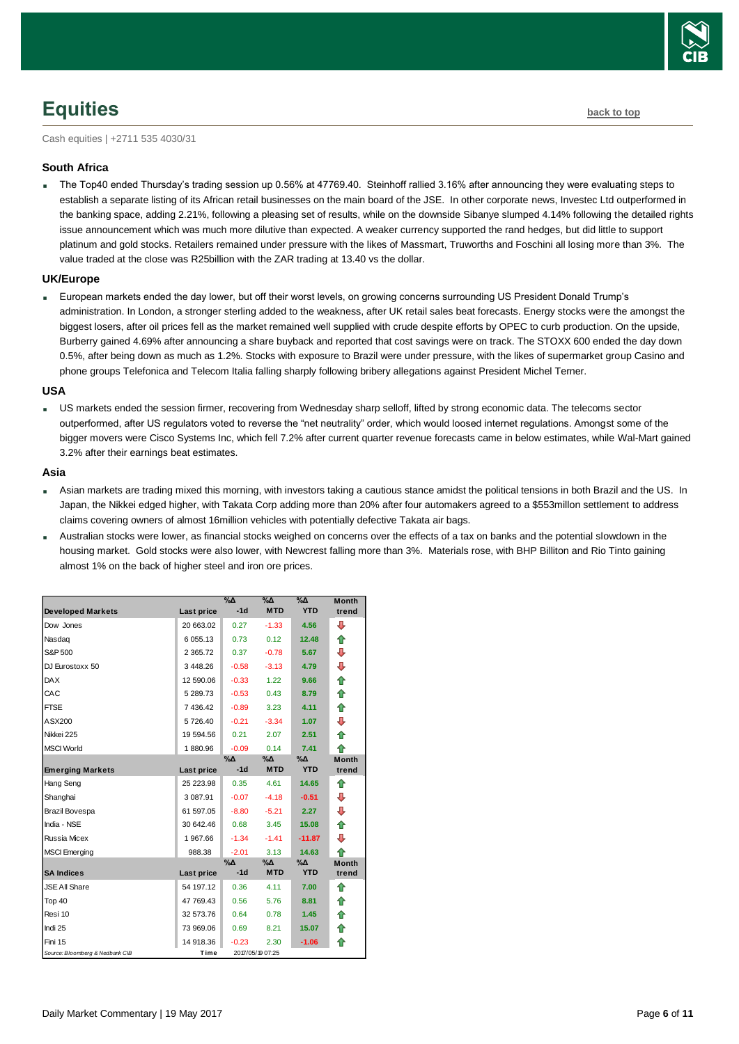## Equities

back to top

Cash equities | +2711 535 4030/31

### South Africa

- The Top40 ended Thursday's trading session up 0.56% at 47769.40. Steinhoff rallied 3.16% after announcing they were evaluating steps to establish a separate listing of its African retail businesses on the main board of the JSE. In other corporate news, Investec Ltd outperformed in the banking space, adding 2.21%, following a pleasing set of results, while on the downside Sibanye slumped 4.14% following the detailed rights issue announcement which was much more dilutive than expected. A weaker currency supported the rand hedges, but did little to support platinum and gold stocks. Retailers remained under pressure with the likes of Massmart, Truworths and Foschini all losing more than 3%. The value traded at the close was R25billion with the ZAR trading at 13.40 vs the dollar.

### UK/Europe

- European markets ended the day lower, but off their worst levels, on growing concerns surrounding US President Donald Trump's administration. In London, a stronger sterling added to the weakness, after UK retail sales beat forecasts. Energy stocks were the amongst the biggest losers, after oil prices fell as the market remained well supplied with crude despite efforts by OPEC to curb production. On the upside, Burberry gained 4.69% after announcing a share buyback and reported that cost savings were on track. The STOXX 600 ended the day down 0.5%, after being down as much as 1.2%. Stocks with exposure to Brazil were under pressure, with the likes of supermarket group Casino and phone groups Telefonica and Telecom Italia falling sharply following bribery allegations against President Michel Terner.

### USA

- US markets ended the session firmer, recovering from Wednesday sharp selloff, lifted by strong economic data. The telecoms sector outperformed, after US regulators voted to reverse the "net neutrality" order, which would loosed internet regulations. Amongst some of the bigger movers were Cisco Systems Inc, which fell 7.2% after current quarter revenue forecasts came in below estimates, while Wal-Mart gained 3.2% after their earnings beat estimates.

### Asia

- Asian markets are trading mixed this morning, with investors taking a cautious stance amidst the political tensions in both Brazil and the US. In Japan, the Nikkei edged higher, with Takata Corp adding more than 20% after four automakers agreed to a $553millon settlement to address claims covering owners of almost 16million vehicles with potentially defective Takata air bags.
- Australian stocks were lower, as financial stocks weighed on concerns over the effects of a tax on banks and the potential slowdown in the housing market. Gold stocks were also lower, with Newcrest falling more than 3%. Materials rose, with BHP Billiton and Rio Tinto gaining almost 1% on the back of higher steel and iron ore prices.

| Developed Markets | Last price | %Δ -1d | %Δ MTD | %Δ YTD | Month trend |
|---|---|---|---|---|---|
| Dow Jones | 20 663.02 | 0.27 | -1.33 | 4.56 | ⇩ |
| Nasdaq | 6 055.13 | 0.73 | 0.12 | 12.48 | ⇧ |
| S&P 500 | 2 365.72 | 0.37 | -0.78 | 5.67 | ⇩ |
| DJ Eurostoxx 50 | 3 448.26 | -0.58 | -3.13 | 4.79 | ⇩ |
| DAX | 12 590.06 | -0.33 | 1.22 | 9.66 | ⇧ |
| CAC | 5 289.73 | -0.53 | 0.43 | 8.79 | ⇧ |
| FTSE | 7 436.42 | -0.89 | 3.23 | 4.11 | ⇧ |
| ASX200 | 5 726.40 | -0.21 | -3.34 | 1.07 | ⇩ |
| Nikkei 225 | 19 594.56 | 0.21 | 2.07 | 2.51 | ⇧ |
| MSCI World | 1 880.96 | -0.09 | 0.14 | 7.41 | ⇧ |
| **Emerging Markets** | **Last price** | **%Δ -1d** | **%Δ MTD** | **%Δ YTD** | **Month trend** |
| Hang Seng | 25 223.98 | 0.35 | 4.61 | 14.65 | ⇧ |
| Shanghai | 3 087.91 | -0.07 | -4.18 | -0.51 | ⇩ |
| Brazil Bovespa | 61 597.05 | -8.80 | -5.21 | 2.27 | ⇩ |
| India - NSE | 30 642.46 | 0.68 | 3.45 | 15.08 | ⇧ |
| Russia Micex | 1 967.66 | -1.34 | -1.41 | -11.87 | ⇩ |
| MSCI Emerging | 988.38 | -2.01 | 3.13 | 14.63 | ⇧ |
| **SA Indices** | **Last price** | **%Δ -1d** | **%Δ MTD** | **%Δ YTD** | **Month trend** |
| JSE All Share | 54 197.12 | 0.36 | 4.11 | 7.00 | ⇧ |
| Top 40 | 47 769.43 | 0.56 | 5.76 | 8.81 | ⇧ |
| Resi 10 | 32 573.76 | 0.64 | 0.78 | 1.45 | ⇧ |
| Indi 25 | 73 969.06 | 0.69 | 8.21 | 15.07 | ⇧ |
| Fini 15 | 14 918.36 | -0.23 | 2.30 | -1.06 | ⇧ |

Source: Bloomberg & Nedbank CIB | Time 2017/05/19 07:25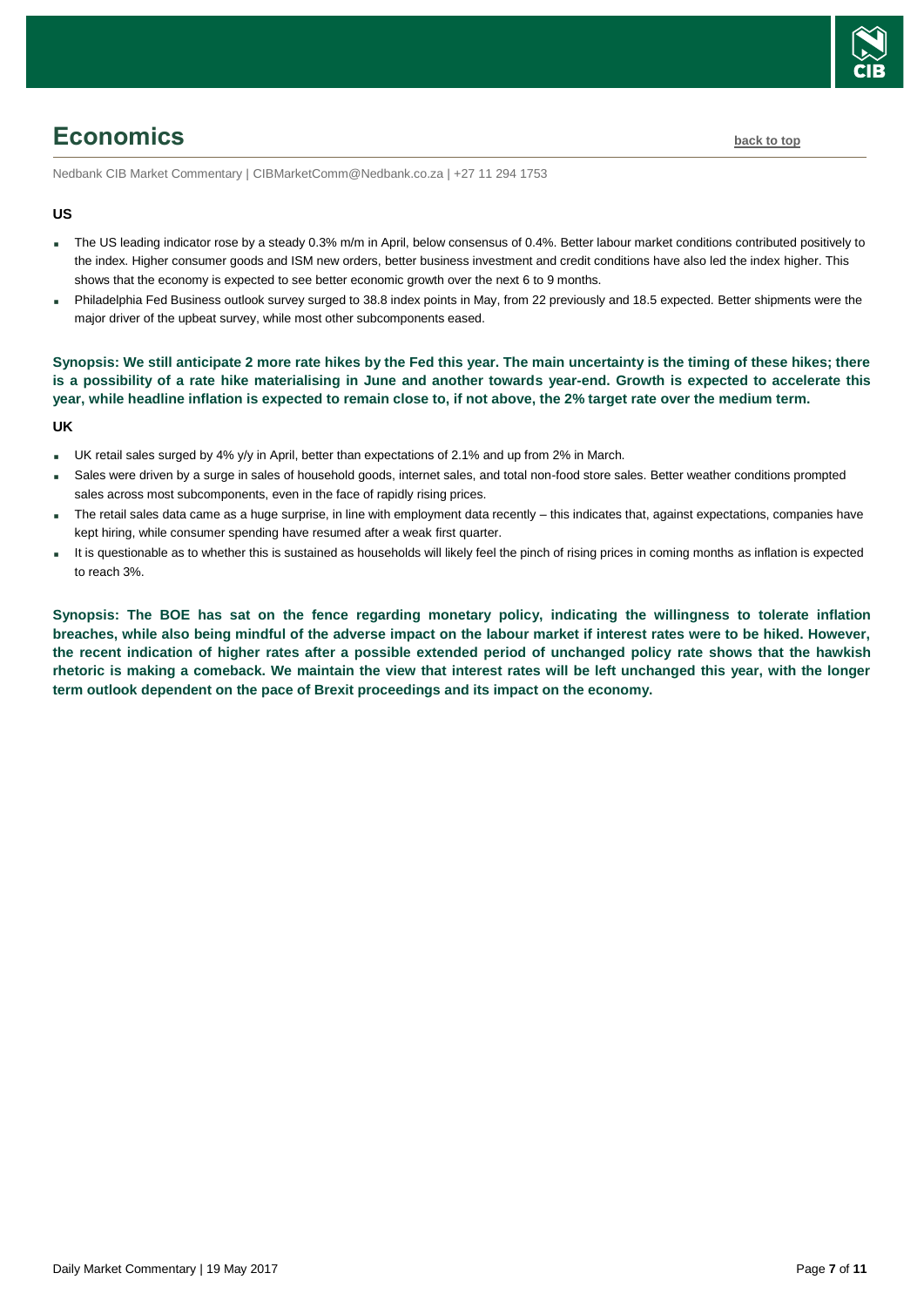# Economics

back to top

Nedbank CIB Market Commentary | CIBMarketComm@Nedbank.co.za | +27 11 294 1753

**US**

- The US leading indicator rose by a steady 0.3% m/m in April, below consensus of 0.4%. Better labour market conditions contributed positively to the index. Higher consumer goods and ISM new orders, better business investment and credit conditions have also led the index higher. This shows that the economy is expected to see better economic growth over the next 6 to 9 months.
- Philadelphia Fed Business outlook survey surged to 38.8 index points in May, from 22 previously and 18.5 expected. Better shipments were the major driver of the upbeat survey, while most other subcomponents eased.

**Synopsis: We still anticipate 2 more rate hikes by the Fed this year. The main uncertainty is the timing of these hikes; there is a possibility of a rate hike materialising in June and another towards year-end. Growth is expected to accelerate this year, while headline inflation is expected to remain close to, if not above, the 2% target rate over the medium term.**

**UK**

- UK retail sales surged by 4% y/y in April, better than expectations of 2.1% and up from 2% in March.
- Sales were driven by a surge in sales of household goods, internet sales, and total non-food store sales. Better weather conditions prompted sales across most subcomponents, even in the face of rapidly rising prices.
- The retail sales data came as a huge surprise, in line with employment data recently – this indicates that, against expectations, companies have kept hiring, while consumer spending have resumed after a weak first quarter.
- It is questionable as to whether this is sustained as households will likely feel the pinch of rising prices in coming months as inflation is expected to reach 3%.

**Synopsis: The BOE has sat on the fence regarding monetary policy, indicating the willingness to tolerate inflation breaches, while also being mindful of the adverse impact on the labour market if interest rates were to be hiked. However, the recent indication of higher rates after a possible extended period of unchanged policy rate shows that the hawkish rhetoric is making a comeback. We maintain the view that interest rates will be left unchanged this year, with the longer term outlook dependent on the pace of Brexit proceedings and its impact on the economy.**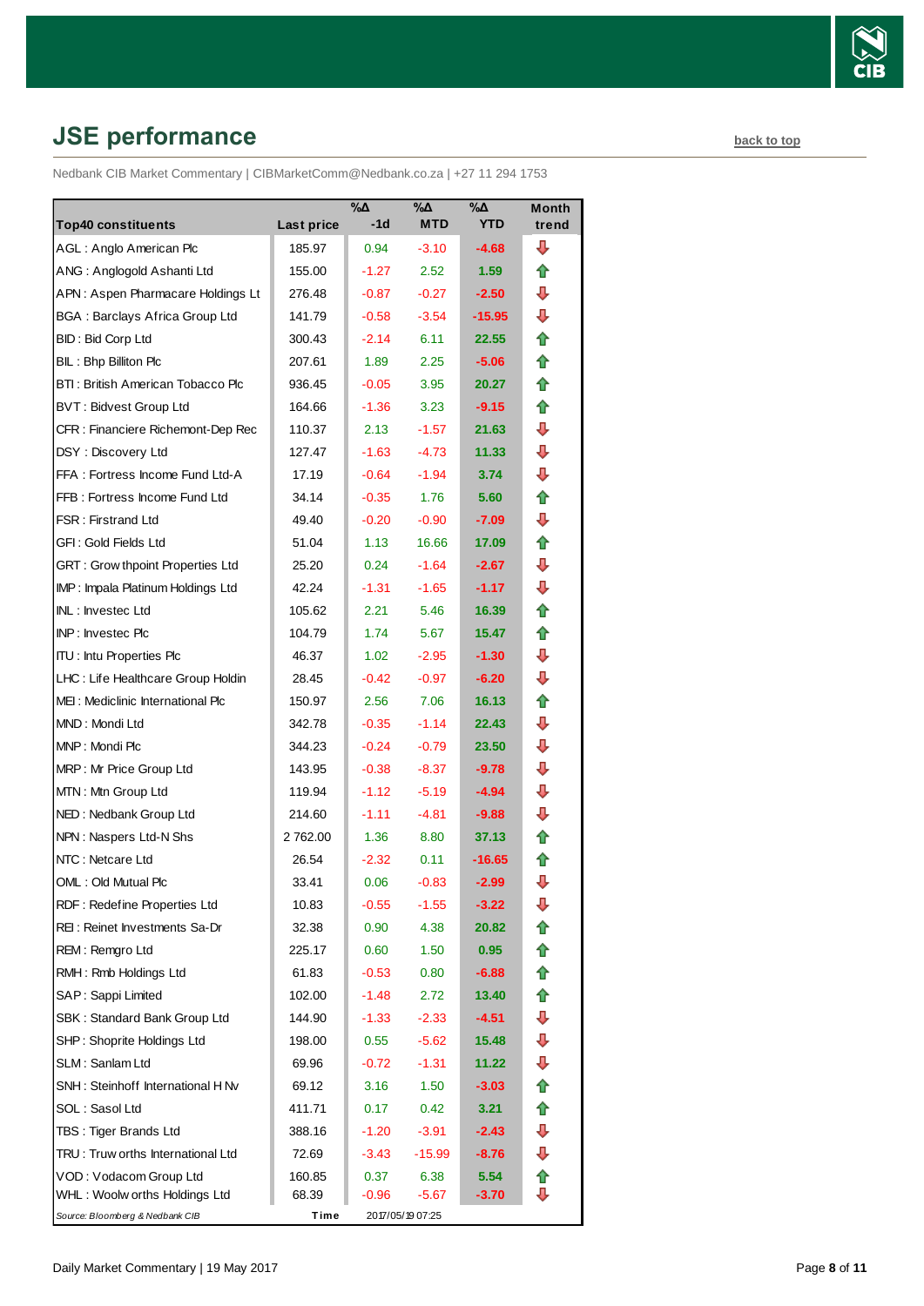## JSE performance

back to top

Nedbank CIB Market Commentary | CIBMarketComm@Nedbank.co.za | +27 11 294 1753

| Top40 constituents | Last price | %Δ -1d | %Δ MTD | %Δ YTD | Month trend |
|---|---|---|---|---|---|
| AGL : Anglo American Plc | 185.97 | 0.94 | -3.10 | -4.68 | ⇩ |
| ANG : Anglogold Ashanti Ltd | 155.00 | -1.27 | 2.52 | 1.59 | ⇧ |
| APN : Aspen Pharmacare Holdings Lt | 276.48 | -0.87 | -0.27 | -2.50 | ⇩ |
| BGA : Barclays Africa Group Ltd | 141.79 | -0.58 | -3.54 | -15.95 | ⇩ |
| BID : Bid Corp Ltd | 300.43 | -2.14 | 6.11 | 22.55 | ⇧ |
| BIL : Bhp Billiton Plc | 207.61 | 1.89 | 2.25 | -5.06 | ⇧ |
| BTI : British American Tobacco Plc | 936.45 | -0.05 | 3.95 | 20.27 | ⇧ |
| BVT : Bidvest Group Ltd | 164.66 | -1.36 | 3.23 | -9.15 | ⇧ |
| CFR : Financiere Richemont-Dep Rec | 110.37 | 2.13 | -1.57 | 21.63 | ⇩ |
| DSY : Discovery Ltd | 127.47 | -1.63 | -4.73 | 11.33 | ⇩ |
| FFA : Fortress Income Fund Ltd-A | 17.19 | -0.64 | -1.94 | 3.74 | ⇩ |
| FFB : Fortress Income Fund Ltd | 34.14 | -0.35 | 1.76 | 5.60 | ⇧ |
| FSR : Firstrand Ltd | 49.40 | -0.20 | -0.90 | -7.09 | ⇩ |
| GFI : Gold Fields Ltd | 51.04 | 1.13 | 16.66 | 17.09 | ⇧ |
| GRT : Growthpoint Properties Ltd | 25.20 | 0.24 | -1.64 | -2.67 | ⇩ |
| IMP : Impala Platinum Holdings Ltd | 42.24 | -1.31 | -1.65 | -1.17 | ⇩ |
| INL : Investec Ltd | 105.62 | 2.21 | 5.46 | 16.39 | ⇧ |
| INP : Investec Plc | 104.79 | 1.74 | 5.67 | 15.47 | ⇧ |
| ITU : Intu Properties Plc | 46.37 | 1.02 | -2.95 | -1.30 | ⇩ |
| LHC : Life Healthcare Group Holdin | 28.45 | -0.42 | -0.97 | -6.20 | ⇩ |
| MEI : Mediclinic International Plc | 150.97 | 2.56 | 7.06 | 16.13 | ⇧ |
| MND : Mondi Ltd | 342.78 | -0.35 | -1.14 | 22.43 | ⇩ |
| MNP : Mondi Plc | 344.23 | -0.24 | -0.79 | 23.50 | ⇩ |
| MRP : Mr Price Group Ltd | 143.95 | -0.38 | -8.37 | -9.78 | ⇩ |
| MTN : Mtn Group Ltd | 119.94 | -1.12 | -5.19 | -4.94 | ⇩ |
| NED : Nedbank Group Ltd | 214.60 | -1.11 | -4.81 | -9.88 | ⇩ |
| NPN : Naspers Ltd-N Shs | 2 762.00 | 1.36 | 8.80 | 37.13 | ⇧ |
| NTC : Netcare Ltd | 26.54 | -2.32 | 0.11 | -16.65 | ⇧ |
| OML : Old Mutual Plc | 33.41 | 0.06 | -0.83 | -2.99 | ⇩ |
| RDF : Redefine Properties Ltd | 10.83 | -0.55 | -1.55 | -3.22 | ⇩ |
| REI : Reinet Investments Sa-Dr | 32.38 | 0.90 | 4.38 | 20.82 | ⇧ |
| REM : Remgro Ltd | 225.17 | 0.60 | 1.50 | 0.95 | ⇧ |
| RMH : Rmb Holdings Ltd | 61.83 | -0.53 | 0.80 | -6.88 | ⇧ |
| SAP : Sappi Limited | 102.00 | -1.48 | 2.72 | 13.40 | ⇧ |
| SBK : Standard Bank Group Ltd | 144.90 | -1.33 | -2.33 | -4.51 | ⇩ |
| SHP : Shoprite Holdings Ltd | 198.00 | 0.55 | -5.62 | 15.48 | ⇩ |
| SLM : Sanlam Ltd | 69.96 | -0.72 | -1.31 | 11.22 | ⇩ |
| SNH : Steinhoff International H Nv | 69.12 | 3.16 | 1.50 | -3.03 | ⇧ |
| SOL : Sasol Ltd | 411.71 | 0.17 | 0.42 | 3.21 | ⇧ |
| TBS : Tiger Brands Ltd | 388.16 | -1.20 | -3.91 | -2.43 | ⇩ |
| TRU : Truworths International Ltd | 72.69 | -3.43 | -15.99 | -8.76 | ⇩ |
| VOD : Vodacom Group Ltd | 160.85 | 0.37 | 6.38 | 5.54 | ⇧ |
| WHL : Woolworths Holdings Ltd | 68.39 | -0.96 | -5.67 | -3.70 | ⇩ |

*Source: Bloomberg & Nedbank CIB* **Time** 2017/05/19 07:25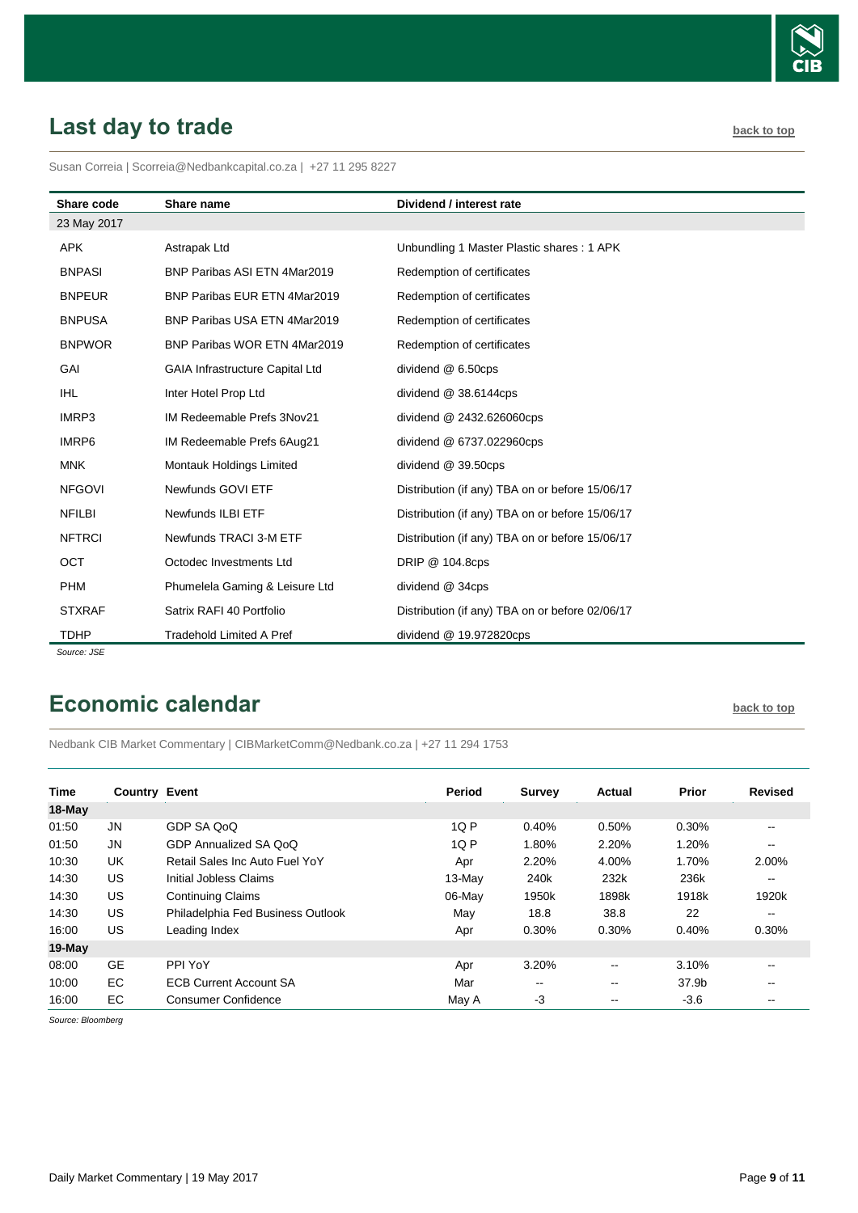## Last day to trade

back to top

Susan Correia | Scorreia@Nedbankcapital.co.za | +27 11 295 8227

| Share code | Share name | Dividend / interest rate |
|---|---|---|
| 23 May 2017 | | |
| APK | Astrapak Ltd | Unbundling 1 Master Plastic shares : 1 APK |
| BNPASI | BNP Paribas ASI ETN 4Mar2019 | Redemption of certificates |
| BNPEUR | BNP Paribas EUR ETN 4Mar2019 | Redemption of certificates |
| BNPUSA | BNP Paribas USA ETN 4Mar2019 | Redemption of certificates |
| BNPWOR | BNP Paribas WOR ETN 4Mar2019 | Redemption of certificates |
| GAI | GAIA Infrastructure Capital Ltd | dividend @ 6.50cps |
| IHL | Inter Hotel Prop Ltd | dividend @ 38.6144cps |
| IMRP3 | IM Redeemable Prefs 3Nov21 | dividend @ 2432.626060cps |
| IMRP6 | IM Redeemable Prefs 6Aug21 | dividend @ 6737.022960cps |
| MNK | Montauk Holdings Limited | dividend @ 39.50cps |
| NFGOVI | Newfunds GOVI ETF | Distribution (if any) TBA on or before 15/06/17 |
| NFILBI | Newfunds ILBI ETF | Distribution (if any) TBA on or before 15/06/17 |
| NFTRCI | Newfunds TRACI 3-M ETF | Distribution (if any) TBA on or before 15/06/17 |
| OCT | Octodec Investments Ltd | DRIP @ 104.8cps |
| PHM | Phumelela Gaming & Leisure Ltd | dividend @ 34cps |
| STXRAF | Satrix RAFI 40 Portfolio | Distribution (if any) TBA on or before 02/06/17 |
| TDHP | Tradehold Limited A Pref | dividend @ 19.972820cps |

*Source: JSE*

## Economic calendar

back to top

Nedbank CIB Market Commentary | CIBMarketComm@Nedbank.co.za | +27 11 294 1753

| Time | Country | Event | Period | Survey | Actual | Prior | Revised |
|---|---|---|---|---|---|---|---|
| **18-May** | | | | | | | |
| 01:50 | JN | GDP SA QoQ | 1Q P | 0.40% | 0.50% | 0.30% | -- |
| 01:50 | JN | GDP Annualized SA QoQ | 1Q P | 1.80% | 2.20% | 1.20% | -- |
| 10:30 | UK | Retail Sales Inc Auto Fuel YoY | Apr | 2.20% | 4.00% | 1.70% | 2.00% |
| 14:30 | US | Initial Jobless Claims | 13-May | 240k | 232k | 236k | -- |
| 14:30 | US | Continuing Claims | 06-May | 1950k | 1898k | 1918k | 1920k |
| 14:30 | US | Philadelphia Fed Business Outlook | May | 18.8 | 38.8 | 22 | -- |
| 16:00 | US | Leading Index | Apr | 0.30% | 0.30% | 0.40% | 0.30% |
| **19-May** | | | | | | | |
| 08:00 | GE | PPI YoY | Apr | 3.20% | -- | 3.10% | -- |
| 10:00 | EC | ECB Current Account SA | Mar | -- | -- | 37.9b | -- |
| 16:00 | EC | Consumer Confidence | May A | -3 | -- | -3.6 | -- |

*Source: Bloomberg*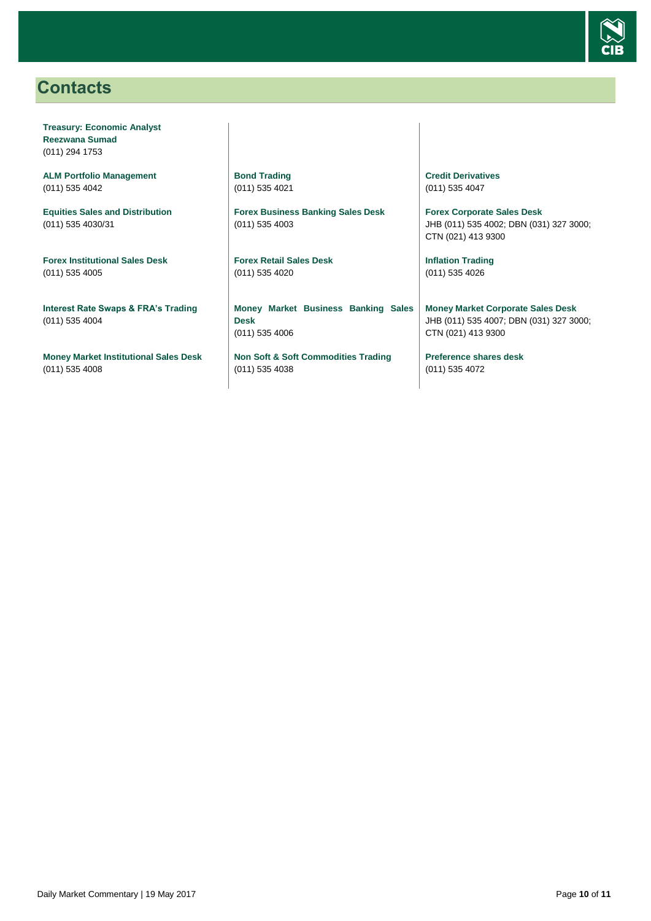## Contacts

**Treasury: Economic Analyst**
**Reezwana Sumad**
(011) 294 1753

**ALM Portfolio Management**
(011) 535 4042

**Equities Sales and Distribution**
(011) 535 4030/31

**Forex Institutional Sales Desk**
(011) 535 4005

**Interest Rate Swaps & FRA's Trading**
(011) 535 4004

**Money Market Institutional Sales Desk**
(011) 535 4008

**Bond Trading**
(011) 535 4021

**Forex Business Banking Sales Desk**
(011) 535 4003

**Forex Retail Sales Desk**
(011) 535 4020

**Money Market Business Banking Sales Desk**
(011) 535 4006

**Non Soft & Soft Commodities Trading**
(011) 535 4038

**Credit Derivatives**
(011) 535 4047

**Forex Corporate Sales Desk**
JHB (011) 535 4002; DBN (031) 327 3000; CTN (021) 413 9300

**Inflation Trading**
(011) 535 4026

**Money Market Corporate Sales Desk**
JHB (011) 535 4007; DBN (031) 327 3000; CTN (021) 413 9300

**Preference shares desk**
(011) 535 4072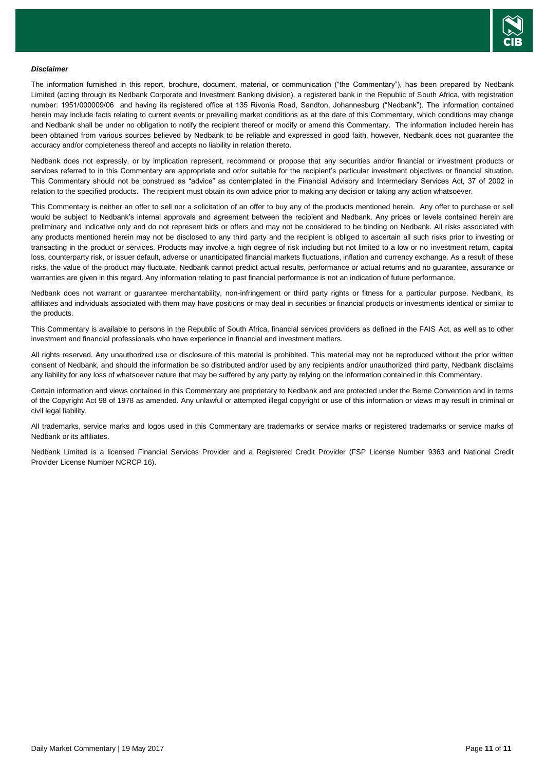***Disclaimer***

The information furnished in this report, brochure, document, material, or communication ("the Commentary"), has been prepared by Nedbank Limited (acting through its Nedbank Corporate and Investment Banking division), a registered bank in the Republic of South Africa, with registration number: 1951/000009/06 and having its registered office at 135 Rivonia Road, Sandton, Johannesburg ("Nedbank"). The information contained herein may include facts relating to current events or prevailing market conditions as at the date of this Commentary, which conditions may change and Nedbank shall be under no obligation to notify the recipient thereof or modify or amend this Commentary. The information included herein has been obtained from various sources believed by Nedbank to be reliable and expressed in good faith, however, Nedbank does not guarantee the accuracy and/or completeness thereof and accepts no liability in relation thereto.

Nedbank does not expressly, or by implication represent, recommend or propose that any securities and/or financial or investment products or services referred to in this Commentary are appropriate and or/or suitable for the recipient's particular investment objectives or financial situation. This Commentary should not be construed as "advice" as contemplated in the Financial Advisory and Intermediary Services Act, 37 of 2002 in relation to the specified products. The recipient must obtain its own advice prior to making any decision or taking any action whatsoever.

This Commentary is neither an offer to sell nor a solicitation of an offer to buy any of the products mentioned herein. Any offer to purchase or sell would be subject to Nedbank's internal approvals and agreement between the recipient and Nedbank. Any prices or levels contained herein are preliminary and indicative only and do not represent bids or offers and may not be considered to be binding on Nedbank. All risks associated with any products mentioned herein may not be disclosed to any third party and the recipient is obliged to ascertain all such risks prior to investing or transacting in the product or services. Products may involve a high degree of risk including but not limited to a low or no investment return, capital loss, counterparty risk, or issuer default, adverse or unanticipated financial markets fluctuations, inflation and currency exchange. As a result of these risks, the value of the product may fluctuate. Nedbank cannot predict actual results, performance or actual returns and no guarantee, assurance or warranties are given in this regard. Any information relating to past financial performance is not an indication of future performance.

Nedbank does not warrant or guarantee merchantability, non-infringement or third party rights or fitness for a particular purpose. Nedbank, its affiliates and individuals associated with them may have positions or may deal in securities or financial products or investments identical or similar to the products.

This Commentary is available to persons in the Republic of South Africa, financial services providers as defined in the FAIS Act, as well as to other investment and financial professionals who have experience in financial and investment matters.

All rights reserved. Any unauthorized use or disclosure of this material is prohibited. This material may not be reproduced without the prior written consent of Nedbank, and should the information be so distributed and/or used by any recipients and/or unauthorized third party, Nedbank disclaims any liability for any loss of whatsoever nature that may be suffered by any party by relying on the information contained in this Commentary.

Certain information and views contained in this Commentary are proprietary to Nedbank and are protected under the Berne Convention and in terms of the Copyright Act 98 of 1978 as amended. Any unlawful or attempted illegal copyright or use of this information or views may result in criminal or civil legal liability.

All trademarks, service marks and logos used in this Commentary are trademarks or service marks or registered trademarks or service marks of Nedbank or its affiliates.

Nedbank Limited is a licensed Financial Services Provider and a Registered Credit Provider (FSP License Number 9363 and National Credit Provider License Number NCRCP 16).